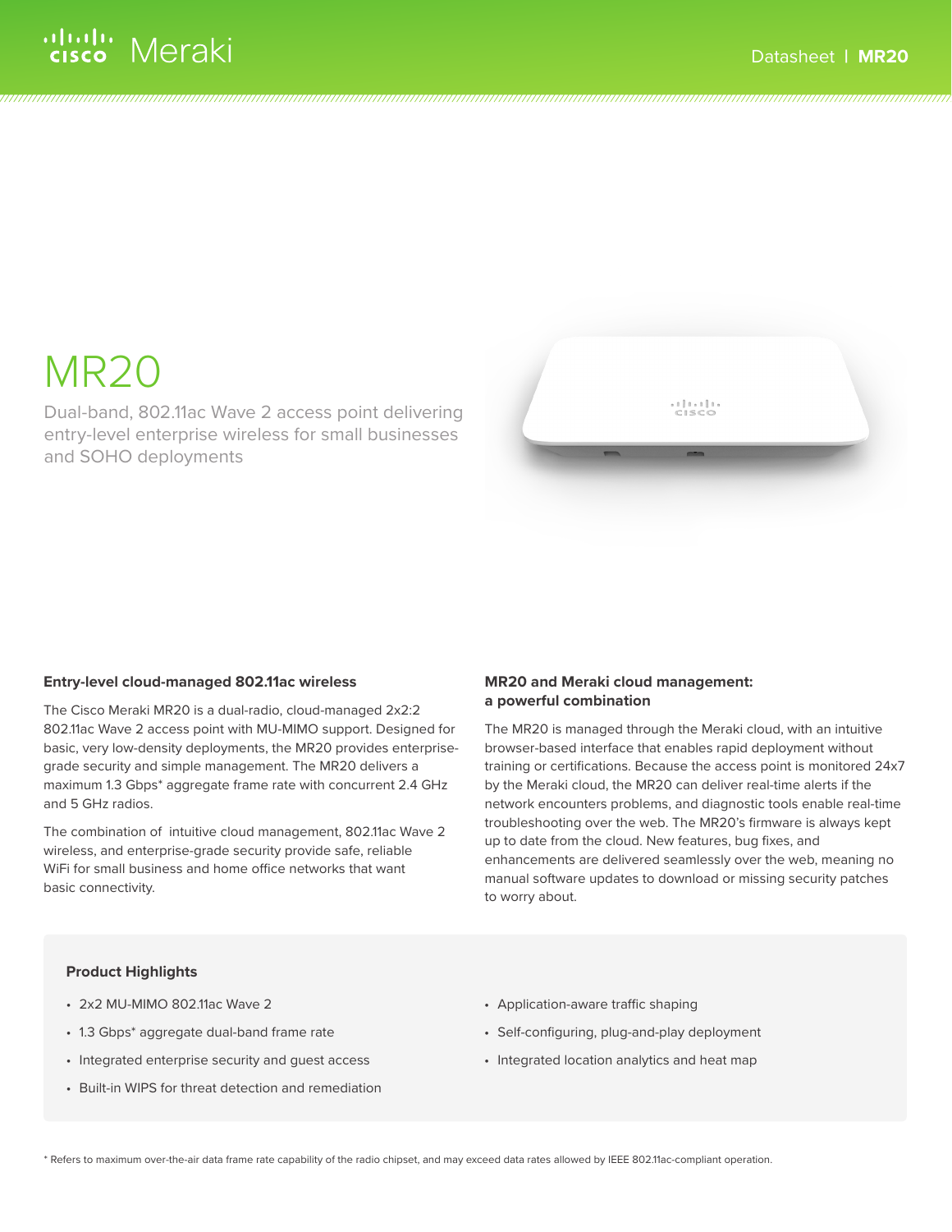# MR20

Dual-band, 802.11ac Wave 2 access point delivering entry-level enterprise wireless for small businesses and SOHO deployments

### Entry-level cloud-managed 802.11ac wireless

The Cisco Meraki MR20 is a dual-radio, cloud-managed 2x2:2 802.11ac Wave 2 access point with MU-MIMO support. Designed for basic, very low-density deployments, the MR20 provides enterprise-grade security and simple management. The MR20 delivers a maximum 1.3 Gbps* aggregate frame rate with concurrent 2.4 GHz and 5 GHz radios.

The combination of intuitive cloud management, 802.11ac Wave 2 wireless, and enterprise-grade security provide safe, reliable WiFi for small business and home office networks that want basic connectivity.

### MR20 and Meraki cloud management: a powerful combination

The MR20 is managed through the Meraki cloud, with an intuitive browser-based interface that enables rapid deployment without training or certifications. Because the access point is monitored 24x7 by the Meraki cloud, the MR20 can deliver real-time alerts if the network encounters problems, and diagnostic tools enable real-time troubleshooting over the web. The MR20's firmware is always kept up to date from the cloud. New features, bug fixes, and enhancements are delivered seamlessly over the web, meaning no manual software updates to download or missing security patches to worry about.

### Product Highlights

- 2x2 MU-MIMO 802.11ac Wave 2
- 1.3 Gbps* aggregate dual-band frame rate
- Integrated enterprise security and guest access
- Built-in WIPS for threat detection and remediation
- Application-aware traffic shaping
- Self-configuring, plug-and-play deployment
- Integrated location analytics and heat map

* Refers to maximum over-the-air data frame rate capability of the radio chipset, and may exceed data rates allowed by IEEE 802.11ac-compliant operation.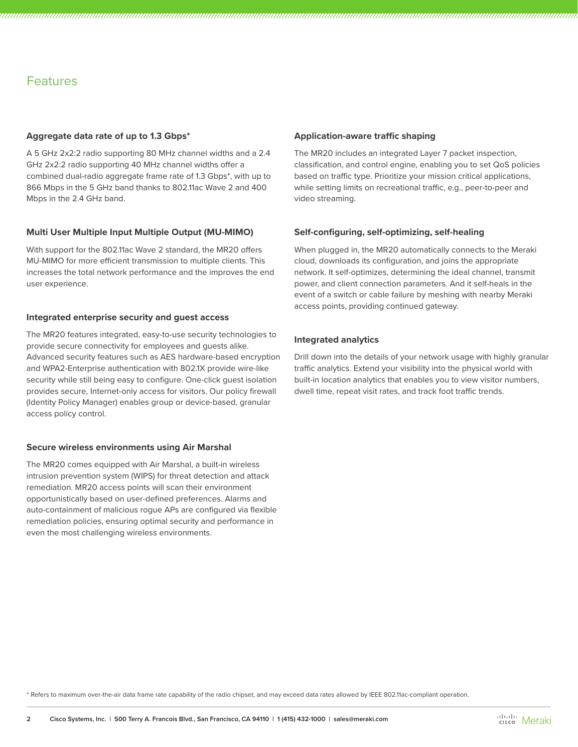## Features

### Aggregate data rate of up to 1.3 Gbps*

A 5 GHz 2x2:2 radio supporting 80 MHz channel widths and a 2.4 GHz 2x2:2 radio supporting 40 MHz channel widths offer a combined dual-radio aggregate frame rate of 1.3 Gbps*, with up to 866 Mbps in the 5 GHz band thanks to 802.11ac Wave 2 and 400 Mbps in the 2.4 GHz band.

### Multi User Multiple Input Multiple Output (MU-MIMO)

With support for the 802.11ac Wave 2 standard, the MR20 offers MU-MIMO for more efficient transmission to multiple clients. This increases the total network performance and the improves the end user experience.

### Integrated enterprise security and guest access

The MR20 features integrated, easy-to-use security technologies to provide secure connectivity for employees and guests alike. Advanced security features such as AES hardware-based encryption and WPA2-Enterprise authentication with 802.1X provide wire-like security while still being easy to configure. One-click guest isolation provides secure, Internet-only access for visitors. Our policy firewall (Identity Policy Manager) enables group or device-based, granular access policy control.

### Secure wireless environments using Air Marshal

The MR20 comes equipped with Air Marshal, a built-in wireless intrusion prevention system (WIPS) for threat detection and attack remediation. MR20 access points will scan their environment opportunistically based on user-defined preferences. Alarms and auto-containment of malicious rogue APs are configured via flexible remediation policies, ensuring optimal security and performance in even the most challenging wireless environments.

### Application-aware traffic shaping

The MR20 includes an integrated Layer 7 packet inspection, classification, and control engine, enabling you to set QoS policies based on traffic type. Prioritize your mission critical applications, while setting limits on recreational traffic, e.g., peer-to-peer and video streaming.

### Self-configuring, self-optimizing, self-healing

When plugged in, the MR20 automatically connects to the Meraki cloud, downloads its configuration, and joins the appropriate network. It self-optimizes, determining the ideal channel, transmit power, and client connection parameters. And it self-heals in the event of a switch or cable failure by meshing with nearby Meraki access points, providing continued gateway.

### Integrated analytics

Drill down into the details of your network usage with highly granular traffic analytics. Extend your visibility into the physical world with built-in location analytics that enables you to view visitor numbers, dwell time, repeat visit rates, and track foot traffic trends.

* Refers to maximum over-the-air data frame rate capability of the radio chipset, and may exceed data rates allowed by IEEE 802.11ac-compliant operation.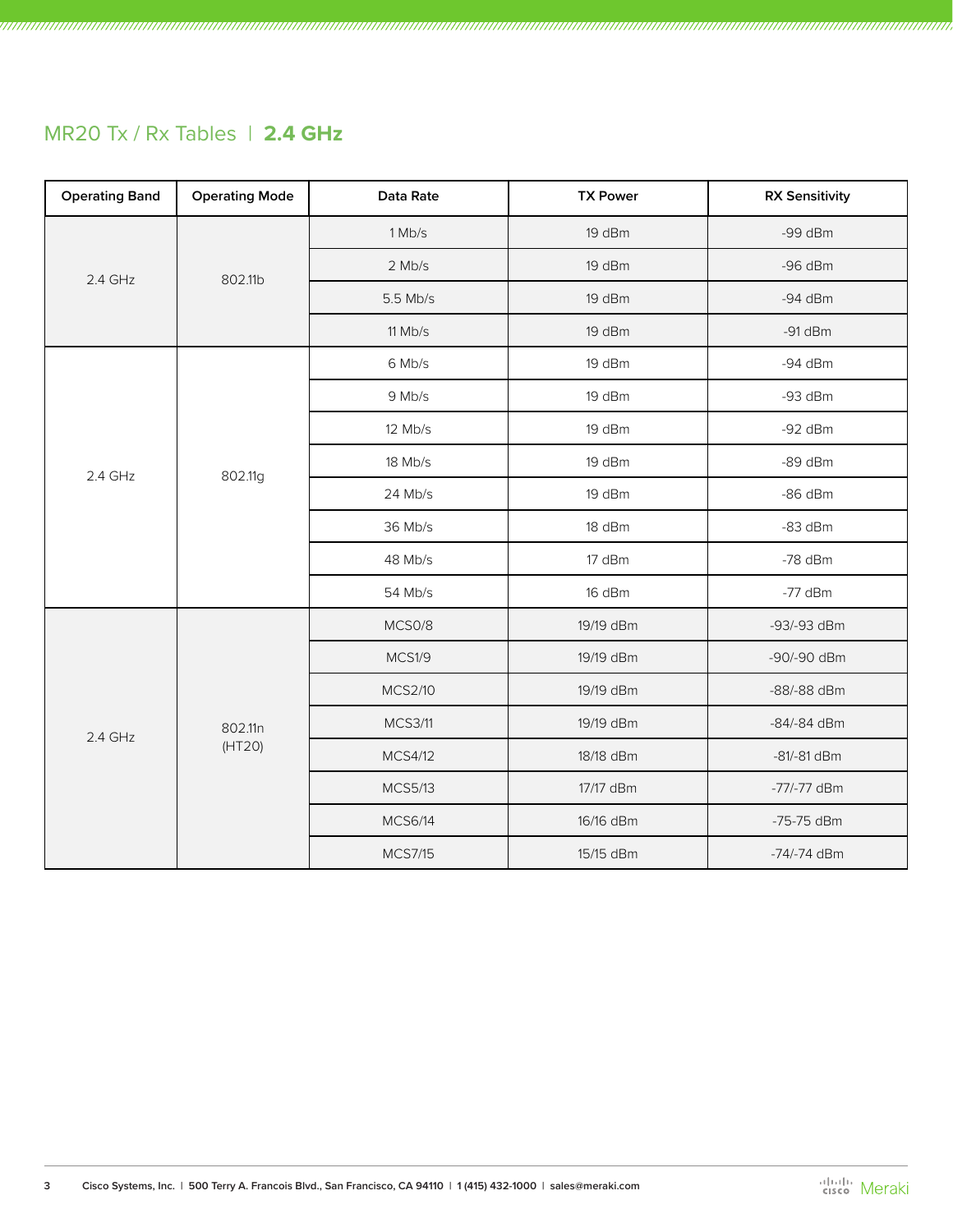## MR20 Tx / Rx Tables | **2.4 GHz**

| Operating Band | Operating Mode | Data Rate | TX Power | RX Sensitivity |
|---|---|---|---|---|
| 2.4 GHz | 802.11b | 1 Mb/s | 19 dBm | -99 dBm |
| | | 2 Mb/s | 19 dBm | -96 dBm |
| | | 5.5 Mb/s | 19 dBm | -94 dBm |
| | | 11 Mb/s | 19 dBm | -91 dBm |
| 2.4 GHz | 802.11g | 6 Mb/s | 19 dBm | -94 dBm |
| | | 9 Mb/s | 19 dBm | -93 dBm |
| | | 12 Mb/s | 19 dBm | -92 dBm |
| | | 18 Mb/s | 19 dBm | -89 dBm |
| | | 24 Mb/s | 19 dBm | -86 dBm |
| | | 36 Mb/s | 18 dBm | -83 dBm |
| | | 48 Mb/s | 17 dBm | -78 dBm |
| | | 54 Mb/s | 16 dBm | -77 dBm |
| 2.4 GHz | 802.11n (HT20) | MCS0/8 | 19/19 dBm | -93/-93 dBm |
| | | MCS1/9 | 19/19 dBm | -90/-90 dBm |
| | | MCS2/10 | 19/19 dBm | -88/-88 dBm |
| | | MCS3/11 | 19/19 dBm | -84/-84 dBm |
| | | MCS4/12 | 18/18 dBm | -81/-81 dBm |
| | | MCS5/13 | 17/17 dBm | -77/-77 dBm |
| | | MCS6/14 | 16/16 dBm | -75-75 dBm |
| | | MCS7/15 | 15/15 dBm | -74/-74 dBm |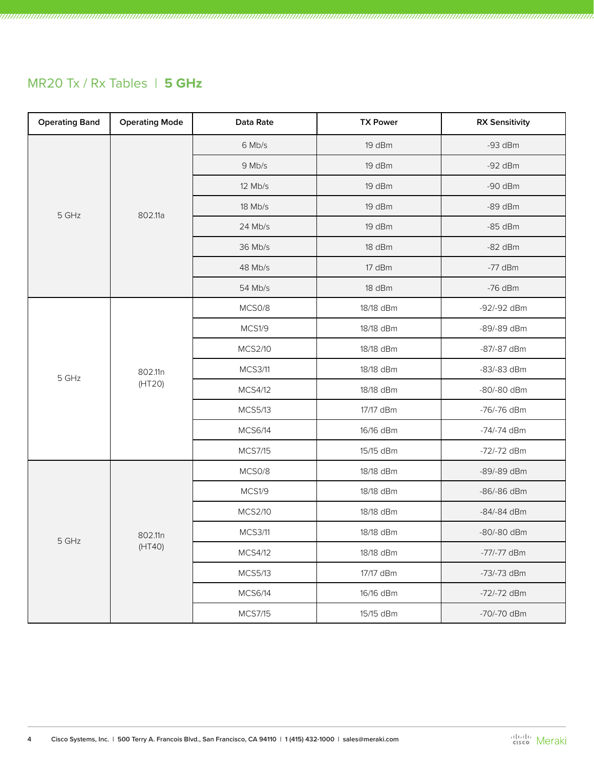## MR20 Tx / Rx Tables | **5 GHz**

| Operating Band | Operating Mode | Data Rate | TX Power | RX Sensitivity |
|---|---|---|---|---|
| 5 GHz | 802.11a | 6 Mb/s | 19 dBm | -93 dBm |
| | | 9 Mb/s | 19 dBm | -92 dBm |
| | | 12 Mb/s | 19 dBm | -90 dBm |
| | | 18 Mb/s | 19 dBm | -89 dBm |
| | | 24 Mb/s | 19 dBm | -85 dBm |
| | | 36 Mb/s | 18 dBm | -82 dBm |
| | | 48 Mb/s | 17 dBm | -77 dBm |
| | | 54 Mb/s | 18 dBm | -76 dBm |
| 5 GHz | 802.11n (HT20) | MCS0/8 | 18/18 dBm | -92/-92 dBm |
| | | MCS1/9 | 18/18 dBm | -89/-89 dBm |
| | | MCS2/10 | 18/18 dBm | -87/-87 dBm |
| | | MCS3/11 | 18/18 dBm | -83/-83 dBm |
| | | MCS4/12 | 18/18 dBm | -80/-80 dBm |
| | | MCS5/13 | 17/17 dBm | -76/-76 dBm |
| | | MCS6/14 | 16/16 dBm | -74/-74 dBm |
| | | MCS7/15 | 15/15 dBm | -72/-72 dBm |
| 5 GHz | 802.11n (HT40) | MCS0/8 | 18/18 dBm | -89/-89 dBm |
| | | MCS1/9 | 18/18 dBm | -86/-86 dBm |
| | | MCS2/10 | 18/18 dBm | -84/-84 dBm |
| | | MCS3/11 | 18/18 dBm | -80/-80 dBm |
| | | MCS4/12 | 18/18 dBm | -77/-77 dBm |
| | | MCS5/13 | 17/17 dBm | -73/-73 dBm |
| | | MCS6/14 | 16/16 dBm | -72/-72 dBm |
| | | MCS7/15 | 15/15 dBm | -70/-70 dBm |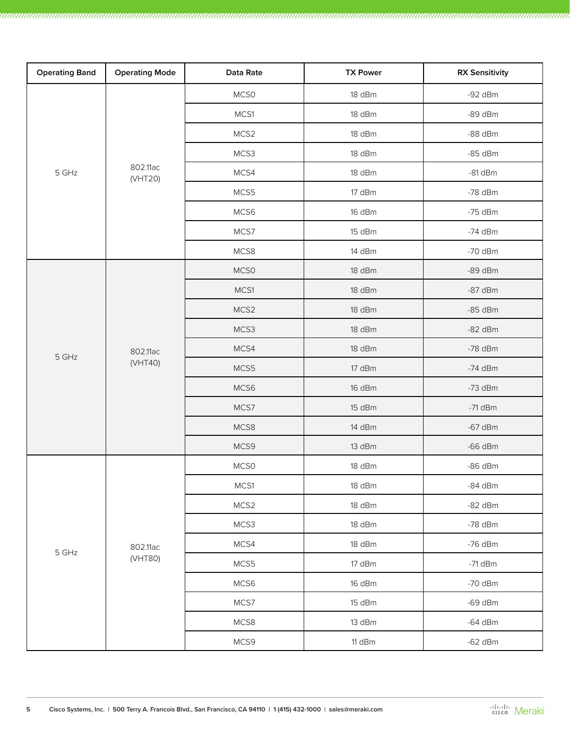| Operating Band | Operating Mode | Data Rate | TX Power | RX Sensitivity |
|---|---|---|---|---|
| 5 GHz | 802.11ac (VHT20) | MCS0 | 18 dBm | -92 dBm |
| | | MCS1 | 18 dBm | -89 dBm |
| | | MCS2 | 18 dBm | -88 dBm |
| | | MCS3 | 18 dBm | -85 dBm |
| | | MCS4 | 18 dBm | -81 dBm |
| | | MCS5 | 17 dBm | -78 dBm |
| | | MCS6 | 16 dBm | -75 dBm |
| | | MCS7 | 15 dBm | -74 dBm |
| | | MCS8 | 14 dBm | -70 dBm |
| 5 GHz | 802.11ac (VHT40) | MCS0 | 18 dBm | -89 dBm |
| | | MCS1 | 18 dBm | -87 dBm |
| | | MCS2 | 18 dBm | -85 dBm |
| | | MCS3 | 18 dBm | -82 dBm |
| | | MCS4 | 18 dBm | -78 dBm |
| | | MCS5 | 17 dBm | -74 dBm |
| | | MCS6 | 16 dBm | -73 dBm |
| | | MCS7 | 15 dBm | -71 dBm |
| | | MCS8 | 14 dBm | -67 dBm |
| | | MCS9 | 13 dBm | -66 dBm |
| 5 GHz | 802.11ac (VHT80) | MCS0 | 18 dBm | -86 dBm |
| | | MCS1 | 18 dBm | -84 dBm |
| | | MCS2 | 18 dBm | -82 dBm |
| | | MCS3 | 18 dBm | -78 dBm |
| | | MCS4 | 18 dBm | -76 dBm |
| | | MCS5 | 17 dBm | -71 dBm |
| | | MCS6 | 16 dBm | -70 dBm |
| | | MCS7 | 15 dBm | -69 dBm |
| | | MCS8 | 13 dBm | -64 dBm |
| | | MCS9 | 11 dBm | -62 dBm |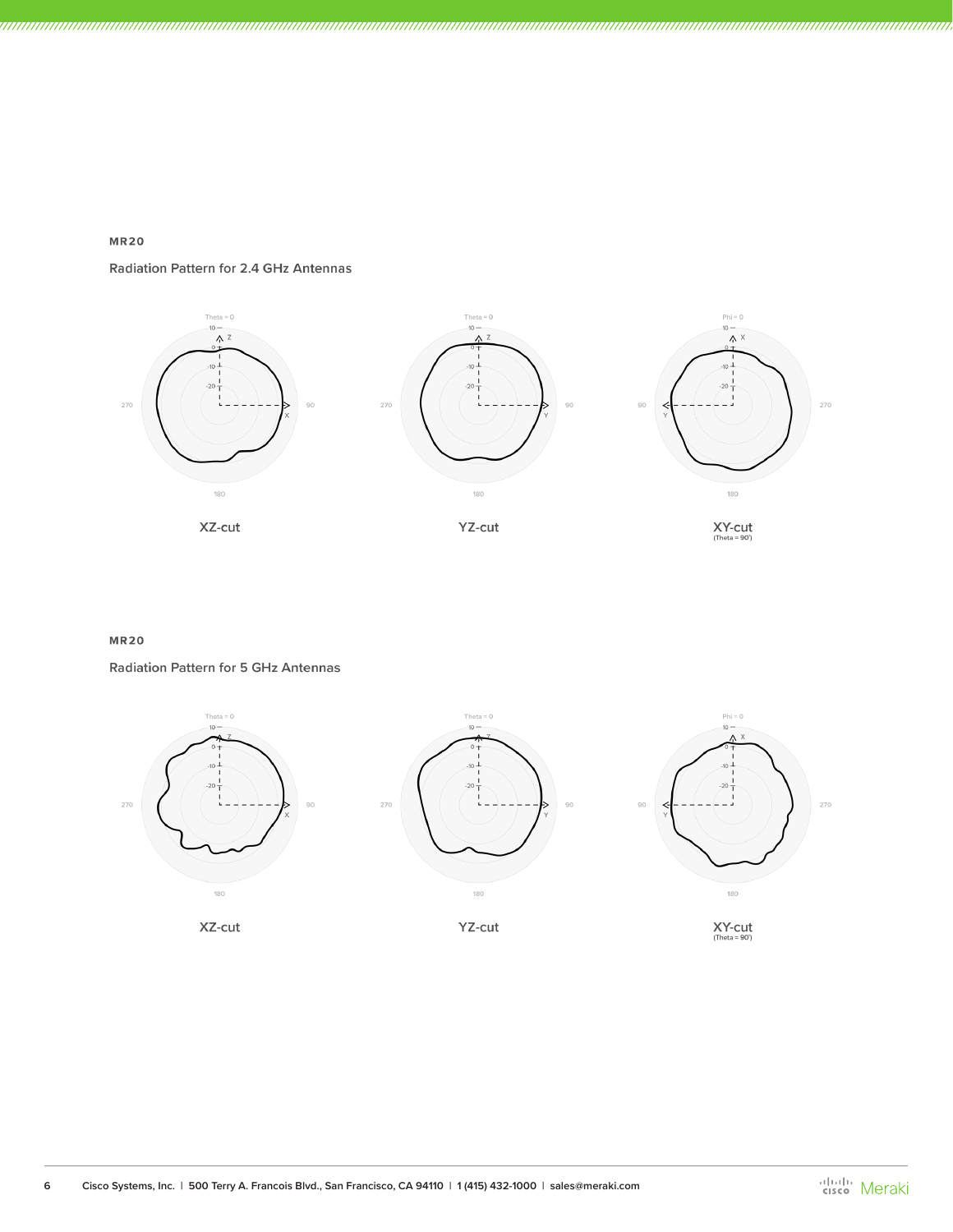**MR20**

Radiation Pattern for 2.4 GHz Antennas

XZ-cut

YZ-cut

XY-cut
(Theta = 90°)

**MR20**

Radiation Pattern for 5 GHz Antennas

XZ-cut

YZ-cut

XY-cut
(Theta = 90°)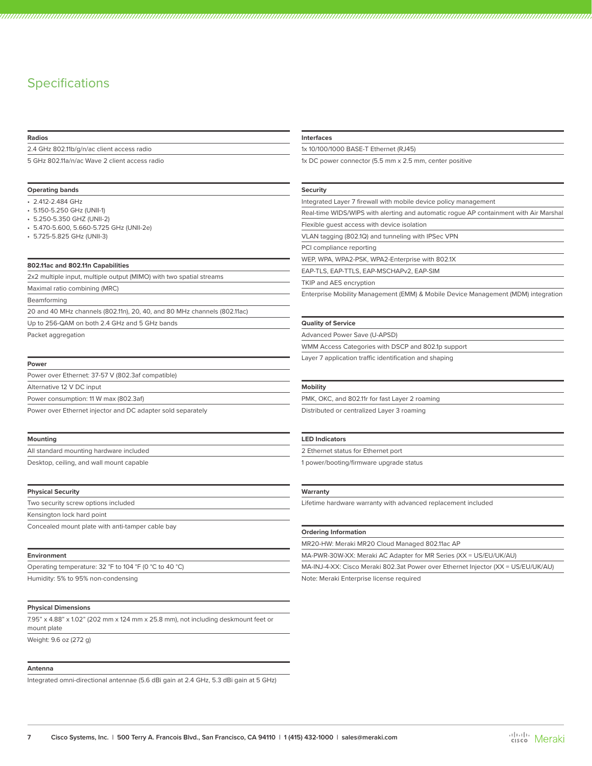# Specifications

### Radios

2.4 GHz 802.11b/g/n/ac client access radio

5 GHz 802.11a/n/ac Wave 2 client access radio

### Operating bands

- 2.412-2.484 GHz
- 5.150-5.250 GHz (UNII-1)
- 5.250-5.350 GHZ (UNII-2)
- 5.470-5.600, 5.660-5.725 GHz (UNII-2e)
- 5.725-5.825 GHz (UNII-3)

### 802.11ac and 802.11n Capabilities

2x2 multiple input, multiple output (MIMO) with two spatial streams

Maximal ratio combining (MRC)

Beamforming

20 and 40 MHz channels (802.11n), 20, 40, and 80 MHz channels (802.11ac)

Up to 256-QAM on both 2.4 GHz and 5 GHz bands

Packet aggregation

### Power

Power over Ethernet: 37-57 V (802.3af compatible)

Alternative 12 V DC input

Power consumption: 11 W max (802.3af)

Power over Ethernet injector and DC adapter sold separately

### Mounting

All standard mounting hardware included

Desktop, ceiling, and wall mount capable

### Physical Security

Two security screw options included

Kensington lock hard point

Concealed mount plate with anti-tamper cable bay

### Environment

Operating temperature: 32 °F to 104 °F (0 °C to 40 °C)

Humidity: 5% to 95% non-condensing

### Physical Dimensions

7.95" x 4.88" x 1.02" (202 mm x 124 mm x 25.8 mm), not including deskmount feet or mount plate

Weight: 9.6 oz (272 g)

### Antenna

Integrated omni-directional antennae (5.6 dBi gain at 2.4 GHz, 5.3 dBi gain at 5 GHz)

### Interfaces

1x 10/100/1000 BASE-T Ethernet (RJ45)

1x DC power connector (5.5 mm x 2.5 mm, center positive

### Security

Integrated Layer 7 firewall with mobile device policy management

Real-time WIDS/WIPS with alerting and automatic rogue AP containment with Air Marshal

Flexible guest access with device isolation

VLAN tagging (802.1Q) and tunneling with IPSec VPN

PCI compliance reporting

WEP, WPA, WPA2-PSK, WPA2-Enterprise with 802.1X

EAP-TLS, EAP-TTLS, EAP-MSCHAPv2, EAP-SIM

TKIP and AES encryption

Enterprise Mobility Management (EMM) & Mobile Device Management (MDM) integration

### Quality of Service

Advanced Power Save (U-APSD)

WMM Access Categories with DSCP and 802.1p support

Layer 7 application traffic identification and shaping

### Mobility

PMK, OKC, and 802.11r for fast Layer 2 roaming

Distributed or centralized Layer 3 roaming

### LED Indicators

2 Ethernet status for Ethernet port

1 power/booting/firmware upgrade status

### Warranty

Lifetime hardware warranty with advanced replacement included

### Ordering Information

MR20-HW: Meraki MR20 Cloud Managed 802.11ac AP

MA-PWR-30W-XX: Meraki AC Adapter for MR Series (XX = US/EU/UK/AU)

MA-INJ-4-XX: Cisco Meraki 802.3at Power over Ethernet Injector (XX = US/EU/UK/AU)

Note: Meraki Enterprise license required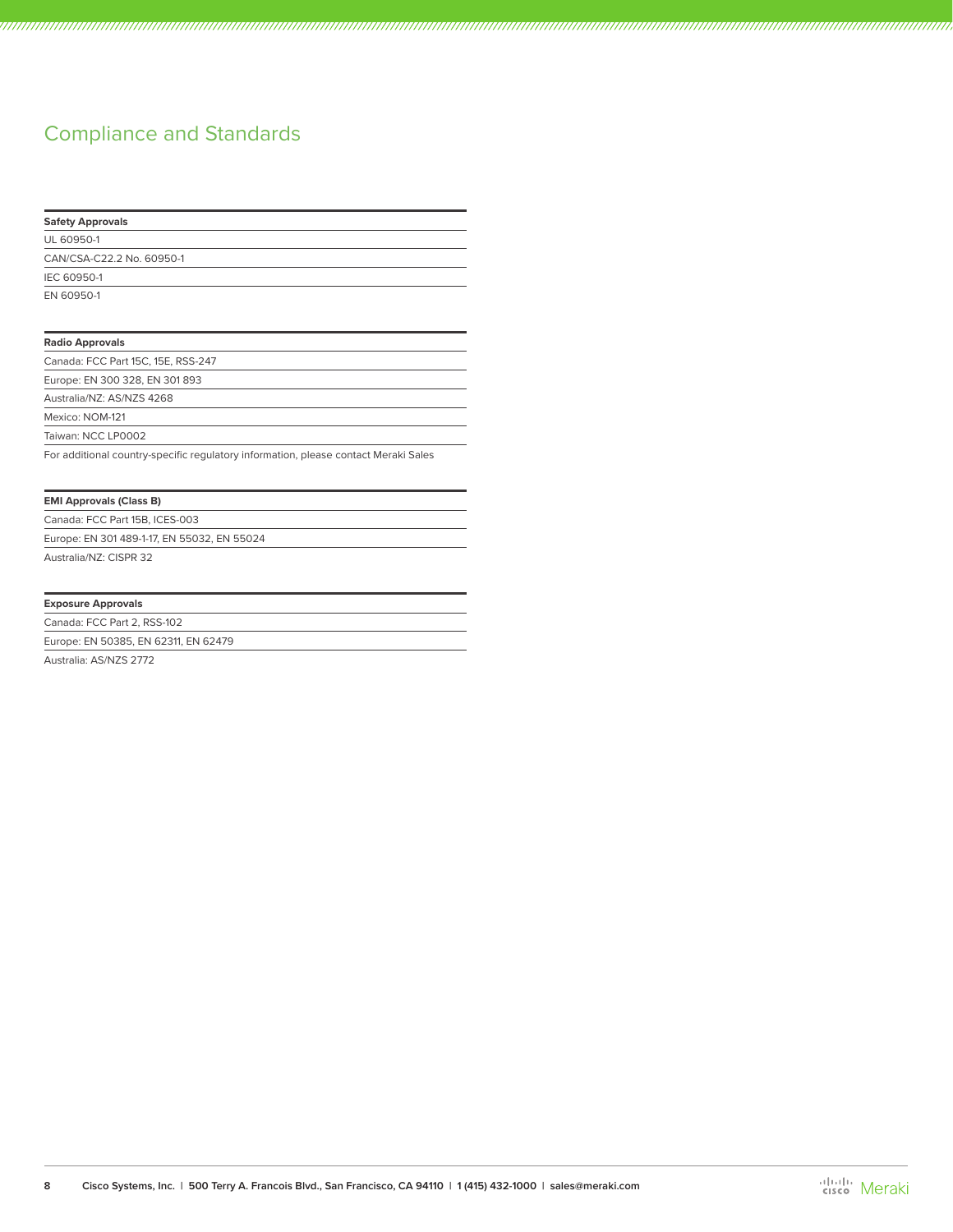## Compliance and Standards

| Safety Approvals |
|---|
| UL 60950-1 |
| CAN/CSA-C22.2 No. 60950-1 |
| IEC 60950-1 |
| EN 60950-1 |

| Radio Approvals |
|---|
| Canada: FCC Part 15C, 15E, RSS-247 |
| Europe: EN 300 328, EN 301 893 |
| Australia/NZ: AS/NZS 4268 |
| Mexico: NOM-121 |
| Taiwan: NCC LP0002 |
| For additional country-specific regulatory information, please contact Meraki Sales |

| EMI Approvals (Class B) |
|---|
| Canada: FCC Part 15B, ICES-003 |
| Europe: EN 301 489-1-17, EN 55032, EN 55024 |
| Australia/NZ: CISPR 32 |

| Exposure Approvals |
|---|
| Canada: FCC Part 2, RSS-102 |
| Europe: EN 50385, EN 62311, EN 62479 |
| Australia: AS/NZS 2772 |

Cisco Systems, Inc. | 500 Terry A. Francois Blvd., San Francisco, CA 94110 | 1 (415) 432-1000 | sales@meraki.com